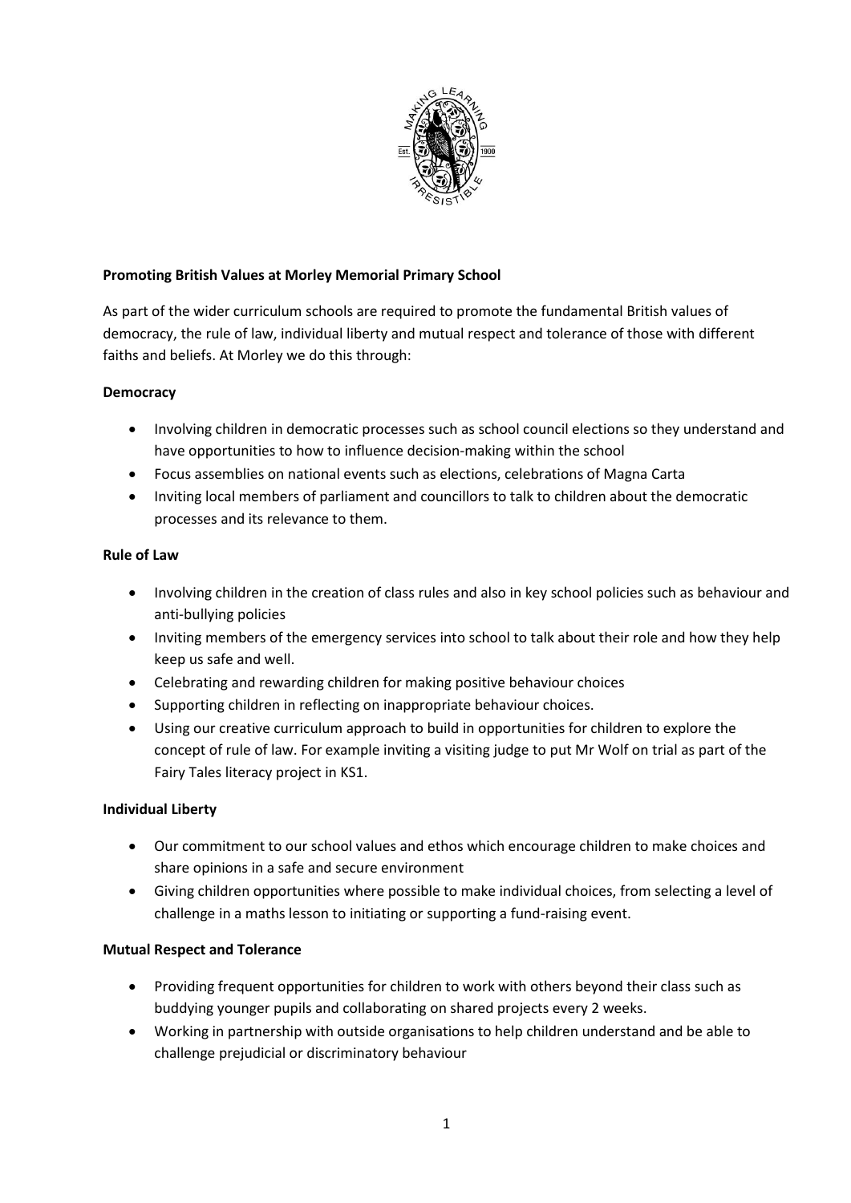**Promoting British Values at Morley Memorial Primary School**

As part of the wider curriculum schools are required to promote the fundamental British values of democracy, the rule of law, individual liberty and mutual respect and tolerance of those with different faiths and beliefs. At Morley we do this through:

**Democracy**

- Involving children in democratic processes such as school council elections so they understand and have opportunities to how to influence decision-making within the school
- Focus assemblies on national events such as elections, celebrations of Magna Carta
- Inviting local members of parliament and councillors to talk to children about the democratic processes and its relevance to them.

**Rule of Law**

- Involving children in the creation of class rules and also in key school policies such as behaviour and anti-bullying policies
- Inviting members of the emergency services into school to talk about their role and how they help keep us safe and well.
- Celebrating and rewarding children for making positive behaviour choices
- Supporting children in reflecting on inappropriate behaviour choices.
- Using our creative curriculum approach to build in opportunities for children to explore the concept of rule of law. For example inviting a visiting judge to put Mr Wolf on trial as part of the Fairy Tales literacy project in KS1.

**Individual Liberty**

- Our commitment to our school values and ethos which encourage children to make choices and share opinions in a safe and secure environment
- Giving children opportunities where possible to make individual choices, from selecting a level of challenge in a maths lesson to initiating or supporting a fund-raising event.

**Mutual Respect and Tolerance**

- Providing frequent opportunities for children to work with others beyond their class such as buddying younger pupils and collaborating on shared projects every 2 weeks.
- Working in partnership with outside organisations to help children understand and be able to challenge prejudicial or discriminatory behaviour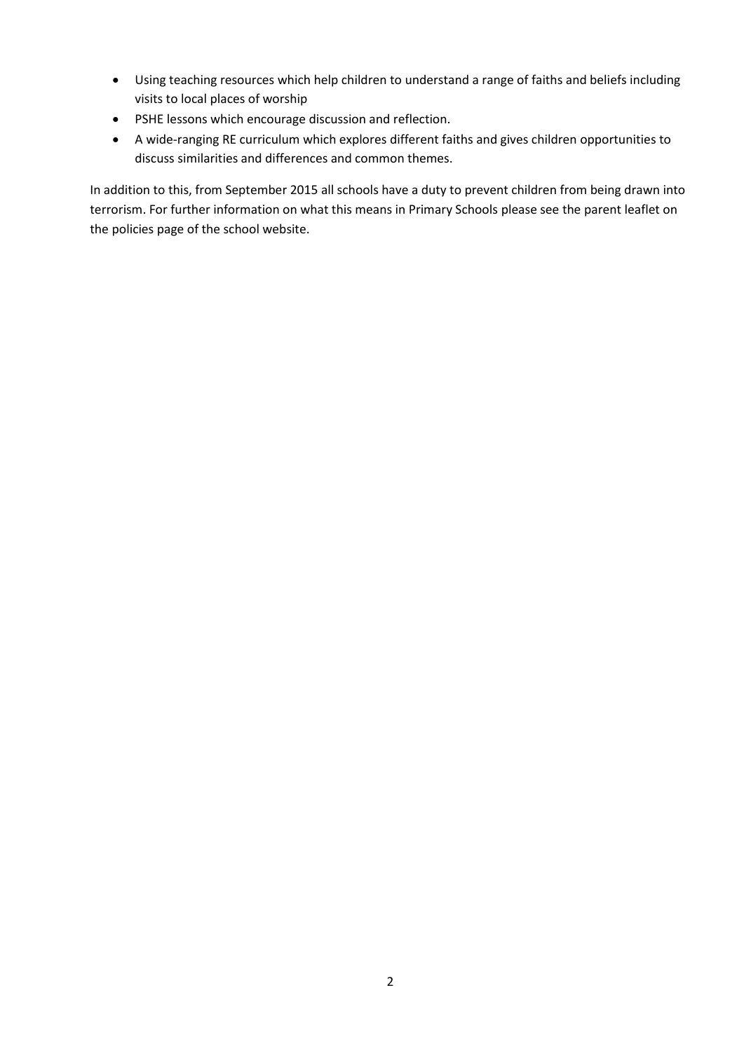- Using teaching resources which help children to understand a range of faiths and beliefs including visits to local places of worship
- PSHE lessons which encourage discussion and reflection.
- A wide-ranging RE curriculum which explores different faiths and gives children opportunities to discuss similarities and differences and common themes.

In addition to this, from September 2015 all schools have a duty to prevent children from being drawn into terrorism. For further information on what this means in Primary Schools please see the parent leaflet on the policies page of the school website.